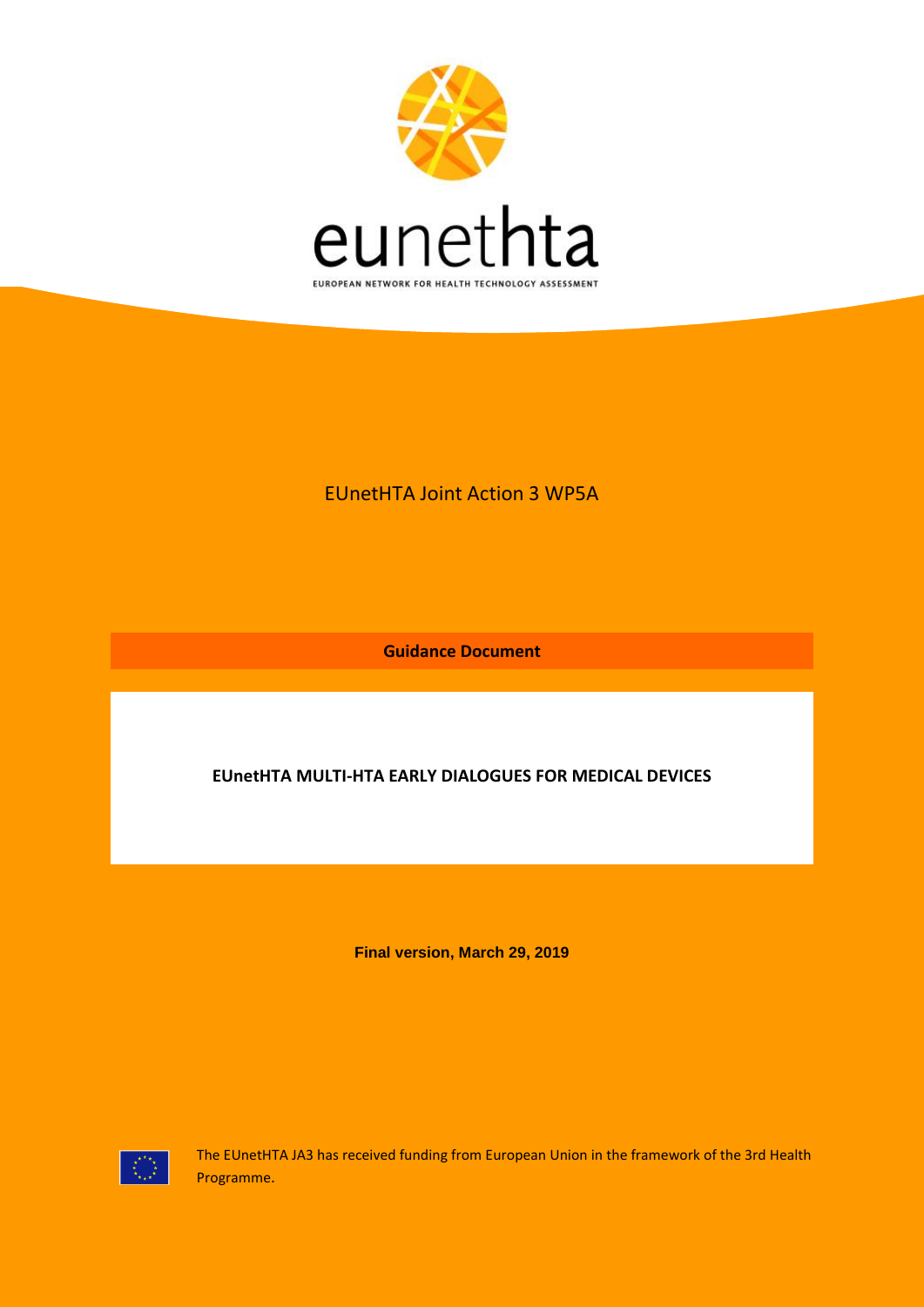eunethta

EUROPEAN NETWORK FOR HEALTH TECHNOLOGY ASSESSMENT

EUnetHTA Joint Action 3 WP5A

**Guidance Document**

**EUnetHTA MULTI-HTA EARLY DIALOGUES FOR MEDICAL DEVICES**

**Final version, March 29, 2019**

The EUnetHTA JA3 has received funding from European Union in the framework of the 3rd Health Programme.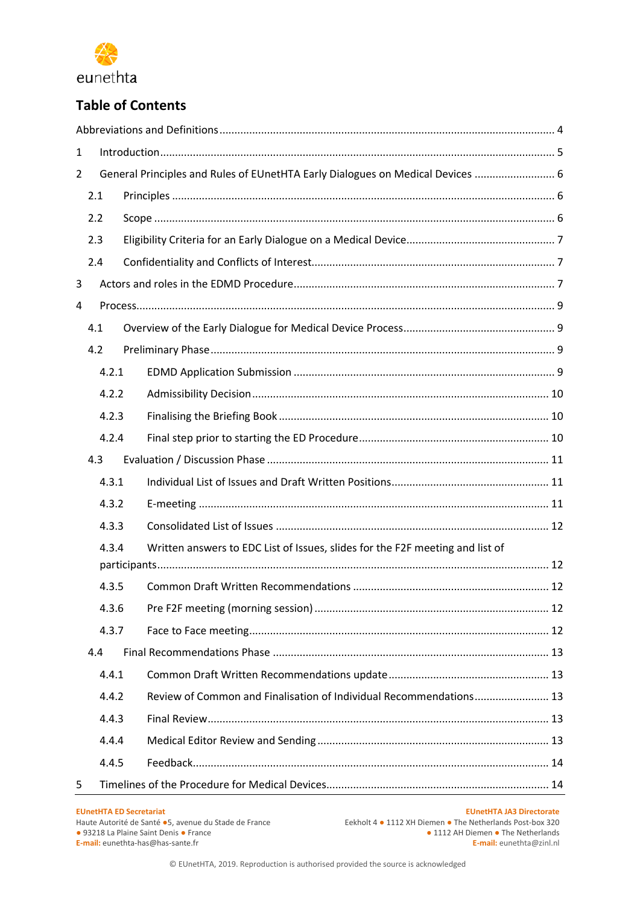## Table of Contents

Abbreviations and Definitions .......... 4

1 Introduction .......... 5

2 General Principles and Rules of EUnetHTA Early Dialogues on Medical Devices .......... 6

- 2.1 Principles .......... 6
- 2.2 Scope .......... 6
- 2.3 Eligibility Criteria for an Early Dialogue on a Medical Device .......... 7
- 2.4 Confidentiality and Conflicts of Interest .......... 7

3 Actors and roles in the EDMD Procedure .......... 7

4 Process .......... 9

- 4.1 Overview of the Early Dialogue for Medical Device Process .......... 9
- 4.2 Preliminary Phase .......... 9
  - 4.2.1 EDMD Application Submission .......... 9
  - 4.2.2 Admissibility Decision .......... 10
  - 4.2.3 Finalising the Briefing Book .......... 10
  - 4.2.4 Final step prior to starting the ED Procedure .......... 10
- 4.3 Evaluation / Discussion Phase .......... 11
  - 4.3.1 Individual List of Issues and Draft Written Positions .......... 11
  - 4.3.2 E-meeting .......... 11
  - 4.3.3 Consolidated List of Issues .......... 12
  - 4.3.4 Written answers to EDC List of Issues, slides for the F2F meeting and list of participants .......... 12
  - 4.3.5 Common Draft Written Recommendations .......... 12
  - 4.3.6 Pre F2F meeting (morning session) .......... 12
  - 4.3.7 Face to Face meeting .......... 12
- 4.4 Final Recommendations Phase .......... 13
  - 4.4.1 Common Draft Written Recommendations update .......... 13
  - 4.4.2 Review of Common and Finalisation of Individual Recommendations .......... 13
  - 4.4.3 Final Review .......... 13
  - 4.4.4 Medical Editor Review and Sending .......... 13
  - 4.4.5 Feedback .......... 14

5 Timelines of the Procedure for Medical Devices .......... 14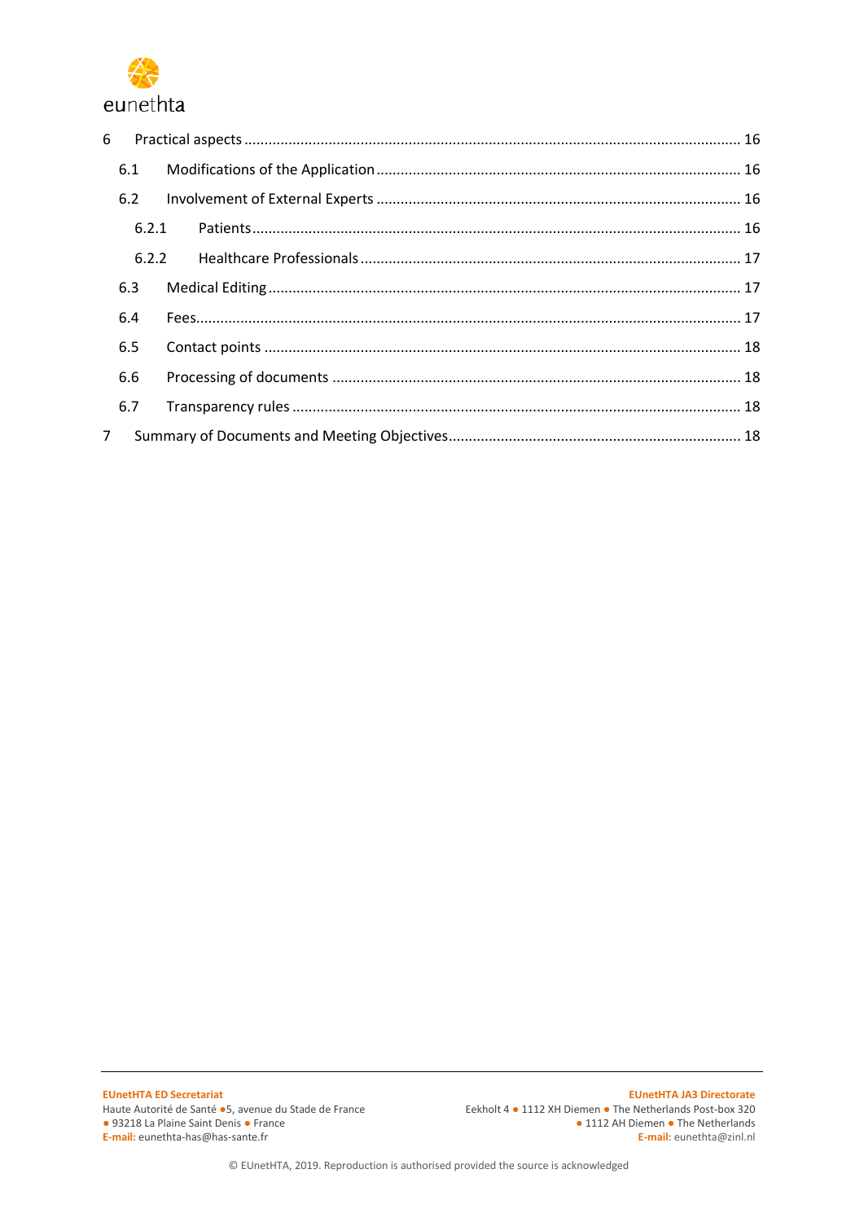6 Practical aspects ........................................................................................................................ 16

6.1 Modifications of the Application ......................................................................................... 16

6.2 Involvement of External Experts .......................................................................................... 16

6.2.1 Patients ....................................................................................................................... 16

6.2.2 Healthcare Professionals ............................................................................................. 17

6.3 Medical Editing .................................................................................................................... 17

6.4 Fees ...................................................................................................................................... 17

6.5 Contact points ..................................................................................................................... 18

6.6 Processing of documents .................................................................................................... 18

6.7 Transparency rules .............................................................................................................. 18

7 Summary of Documents and Meeting Objectives ........................................................................ 18

**EUnetHTA ED Secretariat**
Haute Autorité de Santé ●5, avenue du Stade de France
● 93218 La Plaine Saint Denis ● France
**E-mail:** eunethta-has@has-sante.fr

**EUnetHTA JA3 Directorate**
Eekholt 4 ● 1112 XH Diemen ● The Netherlands Post-box 320
● 1112 AH Diemen ● The Netherlands
**E-mail:** eunethta@zinl.nl

© EUnetHTA, 2019. Reproduction is authorised provided the source is acknowledged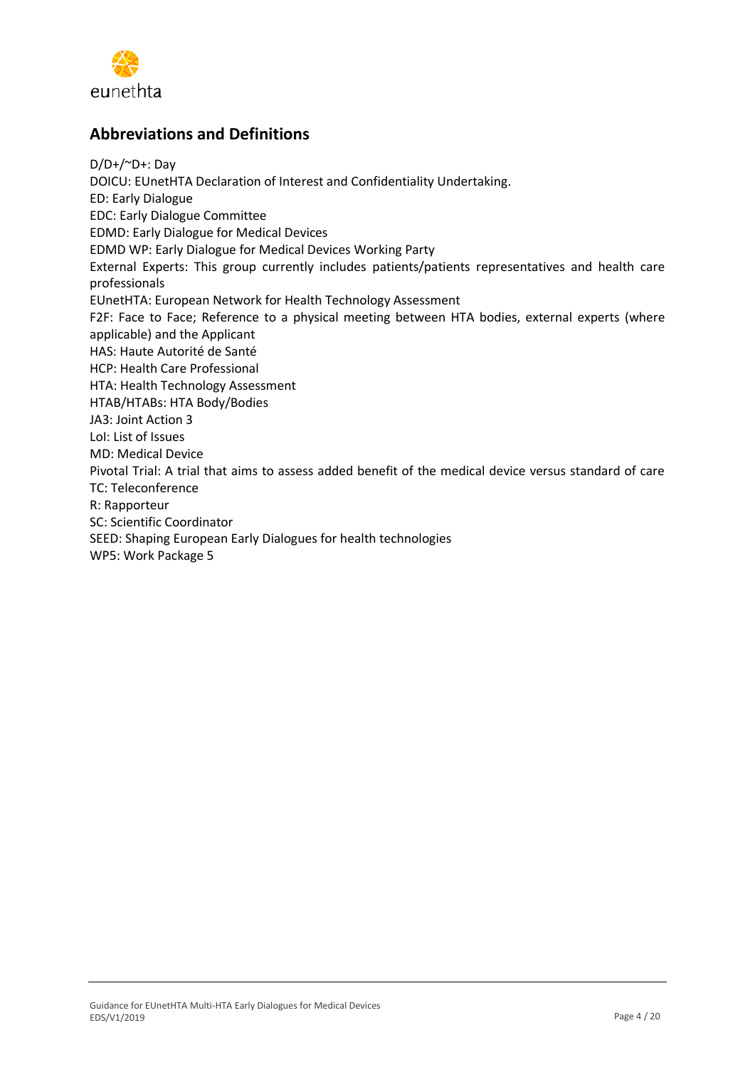## Abbreviations and Definitions

D/D+/~D+: Day

DOICU: EUnetHTA Declaration of Interest and Confidentiality Undertaking.

ED: Early Dialogue

EDC: Early Dialogue Committee

EDMD: Early Dialogue for Medical Devices

EDMD WP: Early Dialogue for Medical Devices Working Party

External Experts: This group currently includes patients/patients representatives and health care professionals

EUnetHTA: European Network for Health Technology Assessment

F2F: Face to Face; Reference to a physical meeting between HTA bodies, external experts (where applicable) and the Applicant

HAS: Haute Autorité de Santé

HCP: Health Care Professional

HTA: Health Technology Assessment

HTAB/HTABs: HTA Body/Bodies

JA3: Joint Action 3

LoI: List of Issues

MD: Medical Device

Pivotal Trial: A trial that aims to assess added benefit of the medical device versus standard of care

TC: Teleconference

R: Rapporteur

SC: Scientific Coordinator

SEED: Shaping European Early Dialogues for health technologies

WP5: Work Package 5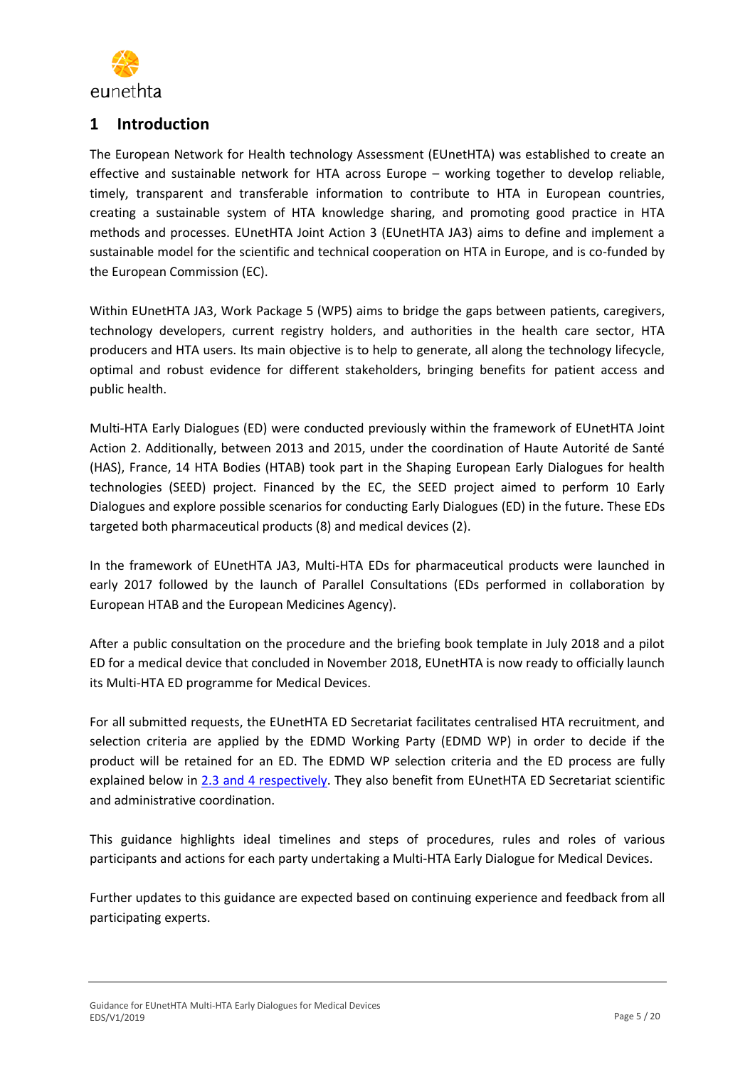# 1 Introduction

The European Network for Health technology Assessment (EUnetHTA) was established to create an effective and sustainable network for HTA across Europe – working together to develop reliable, timely, transparent and transferable information to contribute to HTA in European countries, creating a sustainable system of HTA knowledge sharing, and promoting good practice in HTA methods and processes. EUnetHTA Joint Action 3 (EUnetHTA JA3) aims to define and implement a sustainable model for the scientific and technical cooperation on HTA in Europe, and is co-funded by the European Commission (EC).

Within EUnetHTA JA3, Work Package 5 (WP5) aims to bridge the gaps between patients, caregivers, technology developers, current registry holders, and authorities in the health care sector, HTA producers and HTA users. Its main objective is to help to generate, all along the technology lifecycle, optimal and robust evidence for different stakeholders, bringing benefits for patient access and public health.

Multi-HTA Early Dialogues (ED) were conducted previously within the framework of EUnetHTA Joint Action 2. Additionally, between 2013 and 2015, under the coordination of Haute Autorité de Santé (HAS), France, 14 HTA Bodies (HTAB) took part in the Shaping European Early Dialogues for health technologies (SEED) project. Financed by the EC, the SEED project aimed to perform 10 Early Dialogues and explore possible scenarios for conducting Early Dialogues (ED) in the future. These EDs targeted both pharmaceutical products (8) and medical devices (2).

In the framework of EUnetHTA JA3, Multi-HTA EDs for pharmaceutical products were launched in early 2017 followed by the launch of Parallel Consultations (EDs performed in collaboration by European HTAB and the European Medicines Agency).

After a public consultation on the procedure and the briefing book template in July 2018 and a pilot ED for a medical device that concluded in November 2018, EUnetHTA is now ready to officially launch its Multi-HTA ED programme for Medical Devices.

For all submitted requests, the EUnetHTA ED Secretariat facilitates centralised HTA recruitment, and selection criteria are applied by the EDMD Working Party (EDMD WP) in order to decide if the product will be retained for an ED. The EDMD WP selection criteria and the ED process are fully explained below in 2.3 and 4 respectively. They also benefit from EUnetHTA ED Secretariat scientific and administrative coordination.

This guidance highlights ideal timelines and steps of procedures, rules and roles of various participants and actions for each party undertaking a Multi-HTA Early Dialogue for Medical Devices.

Further updates to this guidance are expected based on continuing experience and feedback from all participating experts.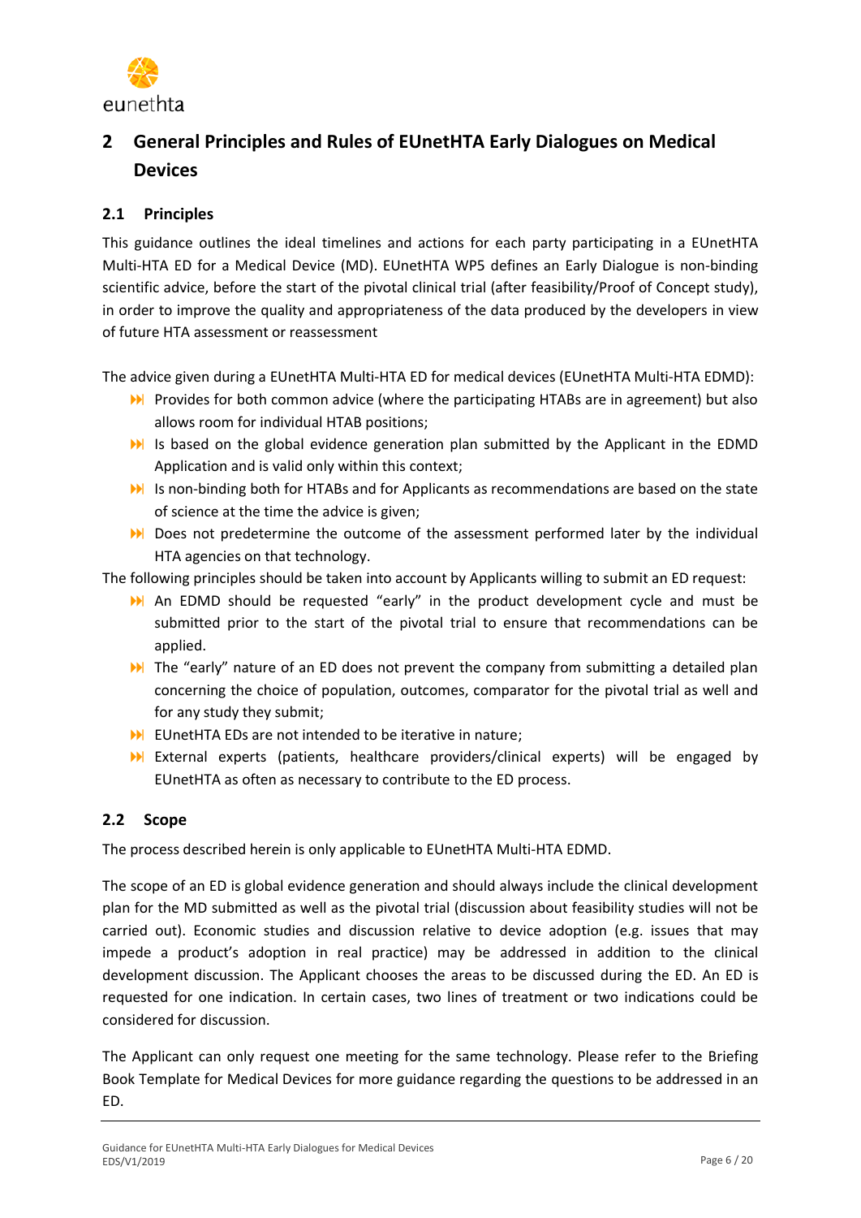## 2 General Principles and Rules of EUnetHTA Early Dialogues on Medical Devices

### 2.1 Principles

This guidance outlines the ideal timelines and actions for each party participating in a EUnetHTA Multi-HTA ED for a Medical Device (MD). EUnetHTA WP5 defines an Early Dialogue is non-binding scientific advice, before the start of the pivotal clinical trial (after feasibility/Proof of Concept study), in order to improve the quality and appropriateness of the data produced by the developers in view of future HTA assessment or reassessment

The advice given during a EUnetHTA Multi-HTA ED for medical devices (EUnetHTA Multi-HTA EDMD):

- Provides for both common advice (where the participating HTABs are in agreement) but also allows room for individual HTAB positions;
- Is based on the global evidence generation plan submitted by the Applicant in the EDMD Application and is valid only within this context;
- Is non-binding both for HTABs and for Applicants as recommendations are based on the state of science at the time the advice is given;
- Does not predetermine the outcome of the assessment performed later by the individual HTA agencies on that technology.

The following principles should be taken into account by Applicants willing to submit an ED request:

- An EDMD should be requested "early" in the product development cycle and must be submitted prior to the start of the pivotal trial to ensure that recommendations can be applied.
- The "early" nature of an ED does not prevent the company from submitting a detailed plan concerning the choice of population, outcomes, comparator for the pivotal trial as well and for any study they submit;
- EUnetHTA EDs are not intended to be iterative in nature;
- External experts (patients, healthcare providers/clinical experts) will be engaged by EUnetHTA as often as necessary to contribute to the ED process.

### 2.2 Scope

The process described herein is only applicable to EUnetHTA Multi-HTA EDMD.

The scope of an ED is global evidence generation and should always include the clinical development plan for the MD submitted as well as the pivotal trial (discussion about feasibility studies will not be carried out). Economic studies and discussion relative to device adoption (e.g. issues that may impede a product's adoption in real practice) may be addressed in addition to the clinical development discussion. The Applicant chooses the areas to be discussed during the ED. An ED is requested for one indication. In certain cases, two lines of treatment or two indications could be considered for discussion.

The Applicant can only request one meeting for the same technology. Please refer to the Briefing Book Template for Medical Devices for more guidance regarding the questions to be addressed in an ED.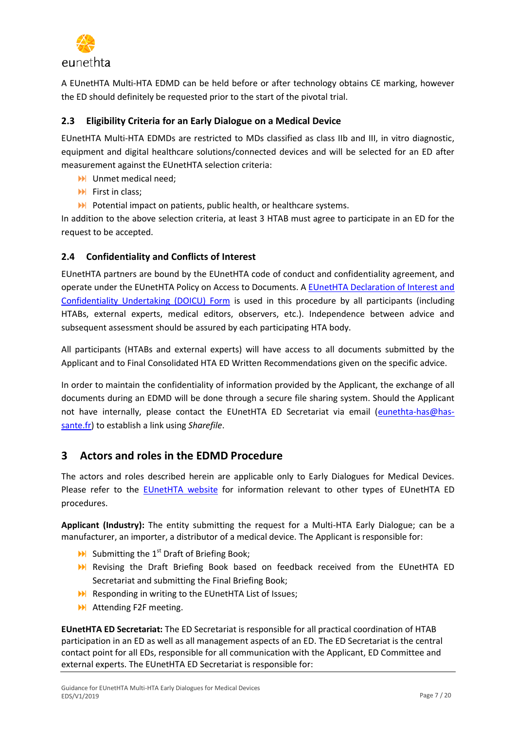A EUnetHTA Multi-HTA EDMD can be held before or after technology obtains CE marking, however the ED should definitely be requested prior to the start of the pivotal trial.

## 2.3 Eligibility Criteria for an Early Dialogue on a Medical Device

EUnetHTA Multi-HTA EDMDs are restricted to MDs classified as class IIb and III, in vitro diagnostic, equipment and digital healthcare solutions/connected devices and will be selected for an ED after measurement against the EUnetHTA selection criteria:

- Unmet medical need;
- First in class;
- Potential impact on patients, public health, or healthcare systems.

In addition to the above selection criteria, at least 3 HTAB must agree to participate in an ED for the request to be accepted.

## 2.4 Confidentiality and Conflicts of Interest

EUnetHTA partners are bound by the EUnetHTA code of conduct and confidentiality agreement, and operate under the EUnetHTA Policy on Access to Documents. A EUnetHTA Declaration of Interest and Confidentiality Undertaking (DOICU) Form is used in this procedure by all participants (including HTABs, external experts, medical editors, observers, etc.). Independence between advice and subsequent assessment should be assured by each participating HTA body.

All participants (HTABs and external experts) will have access to all documents submitted by the Applicant and to Final Consolidated HTA ED Written Recommendations given on the specific advice.

In order to maintain the confidentiality of information provided by the Applicant, the exchange of all documents during an EDMD will be done through a secure file sharing system. Should the Applicant not have internally, please contact the EUnetHTA ED Secretariat via email (eunethta-has@has-sante.fr) to establish a link using *Sharefile*.

# 3 Actors and roles in the EDMD Procedure

The actors and roles described herein are applicable only to Early Dialogues for Medical Devices. Please refer to the EUnetHTA website for information relevant to other types of EUnetHTA ED procedures.

**Applicant (Industry):** The entity submitting the request for a Multi-HTA Early Dialogue; can be a manufacturer, an importer, a distributor of a medical device. The Applicant is responsible for:

- Submitting the 1st Draft of Briefing Book;
- Revising the Draft Briefing Book based on feedback received from the EUnetHTA ED Secretariat and submitting the Final Briefing Book;
- Responding in writing to the EUnetHTA List of Issues;
- Attending F2F meeting.

**EUnetHTA ED Secretariat:** The ED Secretariat is responsible for all practical coordination of HTAB participation in an ED as well as all management aspects of an ED. The ED Secretariat is the central contact point for all EDs, responsible for all communication with the Applicant, ED Committee and external experts. The EUnetHTA ED Secretariat is responsible for: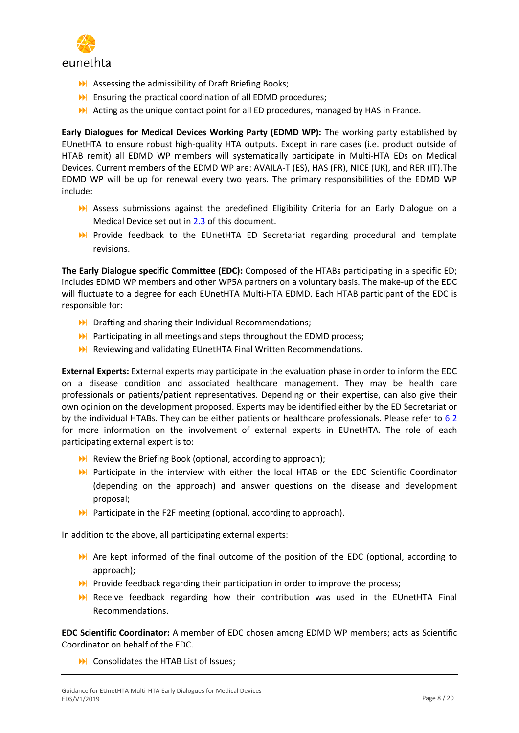- Assessing the admissibility of Draft Briefing Books;
- Ensuring the practical coordination of all EDMD procedures;
- Acting as the unique contact point for all ED procedures, managed by HAS in France.

**Early Dialogues for Medical Devices Working Party (EDMD WP):** The working party established by EUnetHTA to ensure robust high-quality HTA outputs. Except in rare cases (i.e. product outside of HTAB remit) all EDMD WP members will systematically participate in Multi-HTA EDs on Medical Devices. Current members of the EDMD WP are: AVAILA-T (ES), HAS (FR), NICE (UK), and RER (IT).The EDMD WP will be up for renewal every two years. The primary responsibilities of the EDMD WP include:

- Assess submissions against the predefined Eligibility Criteria for an Early Dialogue on a Medical Device set out in 2.3 of this document.
- Provide feedback to the EUnetHTA ED Secretariat regarding procedural and template revisions.

**The Early Dialogue specific Committee (EDC):** Composed of the HTABs participating in a specific ED; includes EDMD WP members and other WP5A partners on a voluntary basis. The make-up of the EDC will fluctuate to a degree for each EUnetHTA Multi-HTA EDMD. Each HTAB participant of the EDC is responsible for:

- Drafting and sharing their Individual Recommendations;
- Participating in all meetings and steps throughout the EDMD process;
- Reviewing and validating EUnetHTA Final Written Recommendations.

**External Experts:** External experts may participate in the evaluation phase in order to inform the EDC on a disease condition and associated healthcare management. They may be health care professionals or patients/patient representatives. Depending on their expertise, can also give their own opinion on the development proposed. Experts may be identified either by the ED Secretariat or by the individual HTABs. They can be either patients or healthcare professionals. Please refer to 6.2 for more information on the involvement of external experts in EUnetHTA. The role of each participating external expert is to:

- Review the Briefing Book (optional, according to approach);
- Participate in the interview with either the local HTAB or the EDC Scientific Coordinator (depending on the approach) and answer questions on the disease and development proposal;
- Participate in the F2F meeting (optional, according to approach).

In addition to the above, all participating external experts:

- Are kept informed of the final outcome of the position of the EDC (optional, according to approach);
- Provide feedback regarding their participation in order to improve the process;
- Receive feedback regarding how their contribution was used in the EUnetHTA Final Recommendations.

**EDC Scientific Coordinator:** A member of EDC chosen among EDMD WP members; acts as Scientific Coordinator on behalf of the EDC.

- Consolidates the HTAB List of Issues;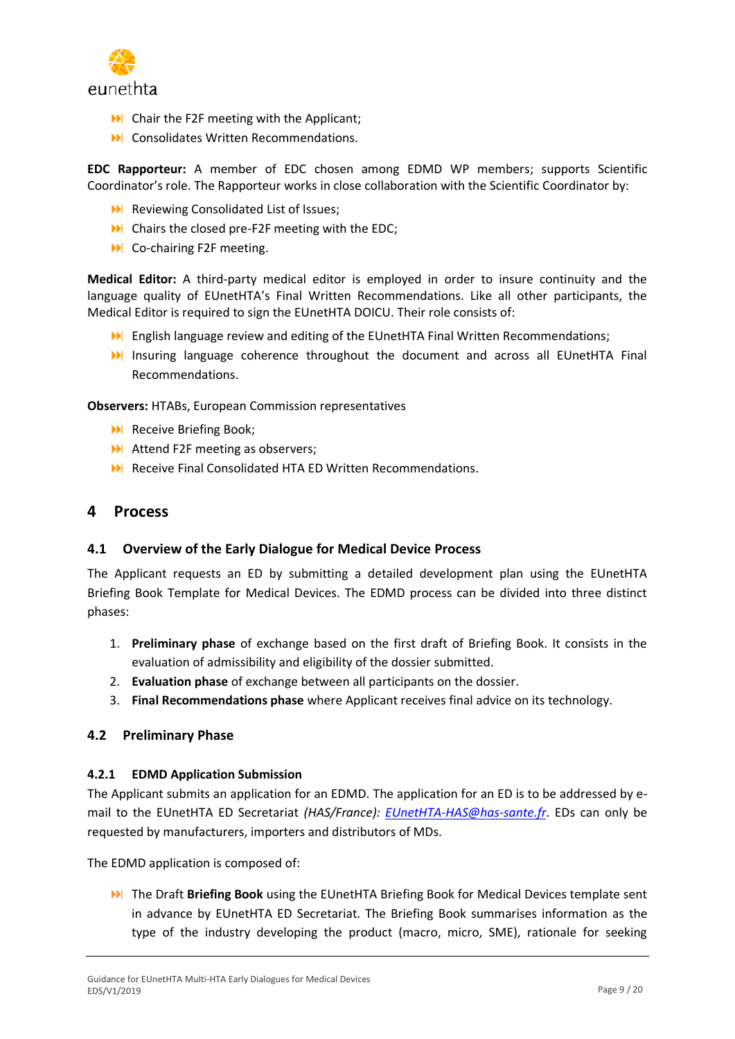- Chair the F2F meeting with the Applicant;
- Consolidates Written Recommendations.

**EDC Rapporteur:** A member of EDC chosen among EDMD WP members; supports Scientific Coordinator's role. The Rapporteur works in close collaboration with the Scientific Coordinator by:

- Reviewing Consolidated List of Issues;
- Chairs the closed pre-F2F meeting with the EDC;
- Co-chairing F2F meeting.

**Medical Editor:** A third-party medical editor is employed in order to insure continuity and the language quality of EUnetHTA's Final Written Recommendations. Like all other participants, the Medical Editor is required to sign the EUnetHTA DOICU. Their role consists of:

- English language review and editing of the EUnetHTA Final Written Recommendations;
- Insuring language coherence throughout the document and across all EUnetHTA Final Recommendations.

**Observers:** HTABs, European Commission representatives

- Receive Briefing Book;
- Attend F2F meeting as observers;
- Receive Final Consolidated HTA ED Written Recommendations.

# 4 Process

## 4.1 Overview of the Early Dialogue for Medical Device Process

The Applicant requests an ED by submitting a detailed development plan using the EUnetHTA Briefing Book Template for Medical Devices. The EDMD process can be divided into three distinct phases:

1. **Preliminary phase** of exchange based on the first draft of Briefing Book. It consists in the evaluation of admissibility and eligibility of the dossier submitted.
2. **Evaluation phase** of exchange between all participants on the dossier.
3. **Final Recommendations phase** where Applicant receives final advice on its technology.

## 4.2 Preliminary Phase

### 4.2.1 EDMD Application Submission

The Applicant submits an application for an EDMD. The application for an ED is to be addressed by e-mail to the EUnetHTA ED Secretariat *(HAS/France):* EUnetHTA-HAS@has-sante.fr. EDs can only be requested by manufacturers, importers and distributors of MDs.

The EDMD application is composed of:

- The Draft **Briefing Book** using the EUnetHTA Briefing Book for Medical Devices template sent in advance by EUnetHTA ED Secretariat. The Briefing Book summarises information as the type of the industry developing the product (macro, micro, SME), rationale for seeking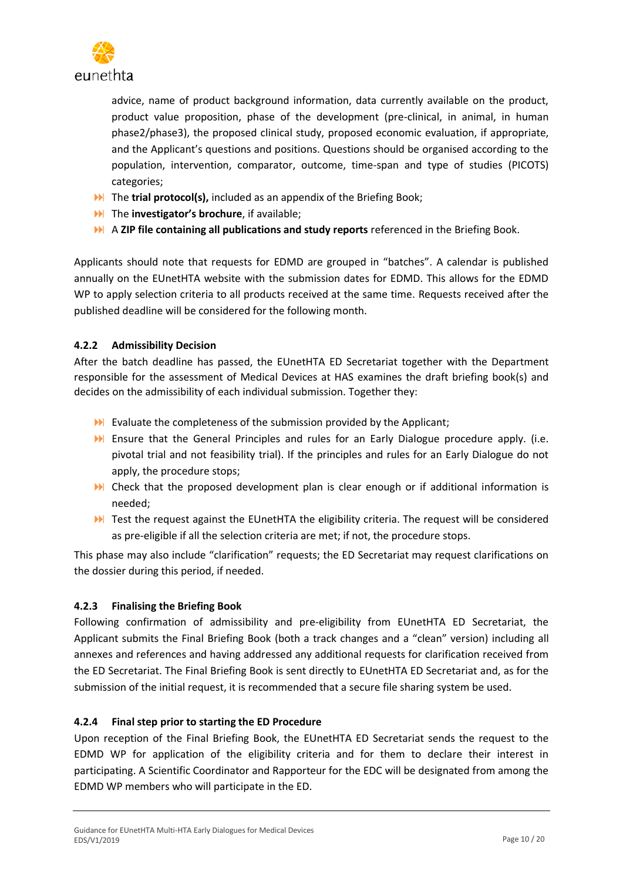advice, name of product background information, data currently available on the product, product value proposition, phase of the development (pre-clinical, in animal, in human phase2/phase3), the proposed clinical study, proposed economic evaluation, if appropriate, and the Applicant's questions and positions. Questions should be organised according to the population, intervention, comparator, outcome, time-span and type of studies (PICOTS) categories;

- The **trial protocol(s),** included as an appendix of the Briefing Book;
- The **investigator's brochure**, if available;
- A **ZIP file containing all publications and study reports** referenced in the Briefing Book.

Applicants should note that requests for EDMD are grouped in "batches". A calendar is published annually on the EUnetHTA website with the submission dates for EDMD. This allows for the EDMD WP to apply selection criteria to all products received at the same time. Requests received after the published deadline will be considered for the following month.

#### 4.2.2 Admissibility Decision

After the batch deadline has passed, the EUnetHTA ED Secretariat together with the Department responsible for the assessment of Medical Devices at HAS examines the draft briefing book(s) and decides on the admissibility of each individual submission. Together they:

- Evaluate the completeness of the submission provided by the Applicant;
- Ensure that the General Principles and rules for an Early Dialogue procedure apply. (i.e. pivotal trial and not feasibility trial). If the principles and rules for an Early Dialogue do not apply, the procedure stops;
- Check that the proposed development plan is clear enough or if additional information is needed;
- Test the request against the EUnetHTA the eligibility criteria. The request will be considered as pre-eligible if all the selection criteria are met; if not, the procedure stops.

This phase may also include "clarification" requests; the ED Secretariat may request clarifications on the dossier during this period, if needed.

#### 4.2.3 Finalising the Briefing Book

Following confirmation of admissibility and pre-eligibility from EUnetHTA ED Secretariat, the Applicant submits the Final Briefing Book (both a track changes and a "clean" version) including all annexes and references and having addressed any additional requests for clarification received from the ED Secretariat. The Final Briefing Book is sent directly to EUnetHTA ED Secretariat and, as for the submission of the initial request, it is recommended that a secure file sharing system be used.

#### 4.2.4 Final step prior to starting the ED Procedure

Upon reception of the Final Briefing Book, the EUnetHTA ED Secretariat sends the request to the EDMD WP for application of the eligibility criteria and for them to declare their interest in participating. A Scientific Coordinator and Rapporteur for the EDC will be designated from among the EDMD WP members who will participate in the ED.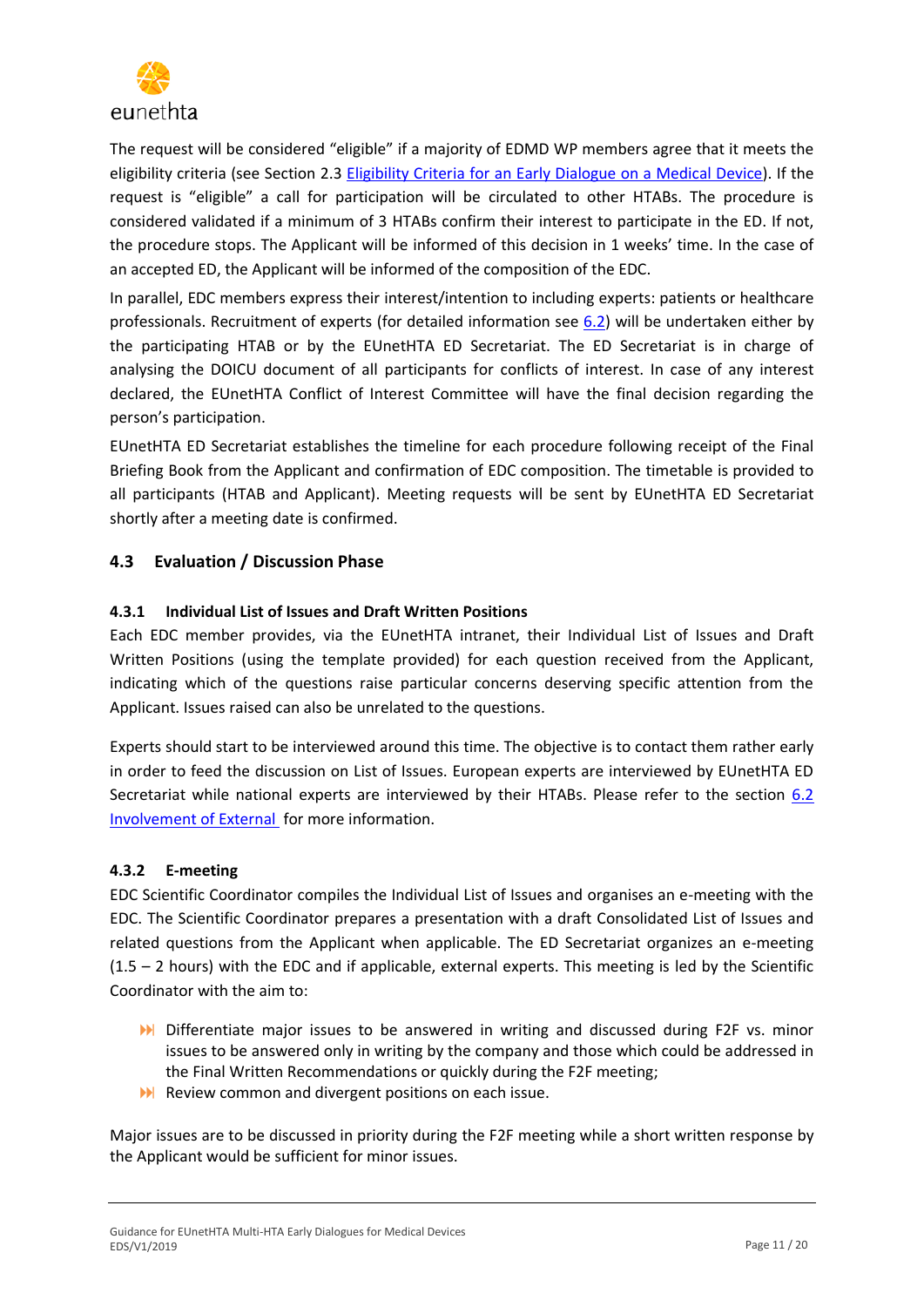The request will be considered "eligible" if a majority of EDMD WP members agree that it meets the eligibility criteria (see Section 2.3 Eligibility Criteria for an Early Dialogue on a Medical Device). If the request is "eligible" a call for participation will be circulated to other HTABs. The procedure is considered validated if a minimum of 3 HTABs confirm their interest to participate in the ED. If not, the procedure stops. The Applicant will be informed of this decision in 1 weeks' time. In the case of an accepted ED, the Applicant will be informed of the composition of the EDC.

In parallel, EDC members express their interest/intention to including experts: patients or healthcare professionals. Recruitment of experts (for detailed information see 6.2) will be undertaken either by the participating HTAB or by the EUnetHTA ED Secretariat. The ED Secretariat is in charge of analysing the DOICU document of all participants for conflicts of interest. In case of any interest declared, the EUnetHTA Conflict of Interest Committee will have the final decision regarding the person's participation.

EUnetHTA ED Secretariat establishes the timeline for each procedure following receipt of the Final Briefing Book from the Applicant and confirmation of EDC composition. The timetable is provided to all participants (HTAB and Applicant). Meeting requests will be sent by EUnetHTA ED Secretariat shortly after a meeting date is confirmed.

## 4.3 Evaluation / Discussion Phase

### 4.3.1 Individual List of Issues and Draft Written Positions

Each EDC member provides, via the EUnetHTA intranet, their Individual List of Issues and Draft Written Positions (using the template provided) for each question received from the Applicant, indicating which of the questions raise particular concerns deserving specific attention from the Applicant. Issues raised can also be unrelated to the questions.

Experts should start to be interviewed around this time. The objective is to contact them rather early in order to feed the discussion on List of Issues. European experts are interviewed by EUnetHTA ED Secretariat while national experts are interviewed by their HTABs. Please refer to the section 6.2 Involvement of External for more information.

### 4.3.2 E-meeting

EDC Scientific Coordinator compiles the Individual List of Issues and organises an e-meeting with the EDC. The Scientific Coordinator prepares a presentation with a draft Consolidated List of Issues and related questions from the Applicant when applicable. The ED Secretariat organizes an e-meeting (1.5 – 2 hours) with the EDC and if applicable, external experts. This meeting is led by the Scientific Coordinator with the aim to:

- Differentiate major issues to be answered in writing and discussed during F2F vs. minor issues to be answered only in writing by the company and those which could be addressed in the Final Written Recommendations or quickly during the F2F meeting;
- Review common and divergent positions on each issue.

Major issues are to be discussed in priority during the F2F meeting while a short written response by the Applicant would be sufficient for minor issues.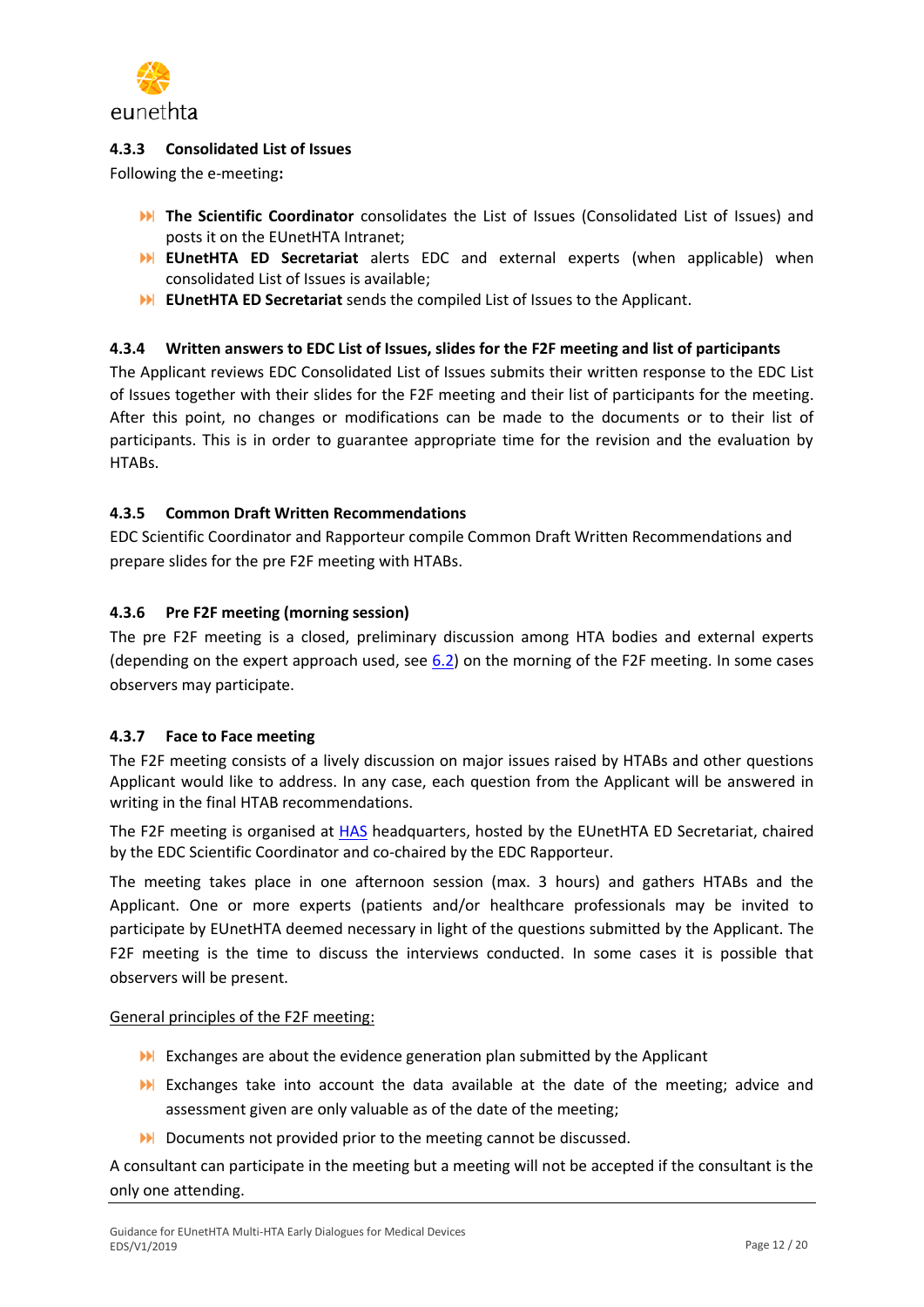#### 4.3.3 Consolidated List of Issues

Following the e-meeting**:**

- **The Scientific Coordinator** consolidates the List of Issues (Consolidated List of Issues) and posts it on the EUnetHTA Intranet;
- **EUnetHTA ED Secretariat** alerts EDC and external experts (when applicable) when consolidated List of Issues is available;
- **EUnetHTA ED Secretariat** sends the compiled List of Issues to the Applicant.

#### 4.3.4 Written answers to EDC List of Issues, slides for the F2F meeting and list of participants

The Applicant reviews EDC Consolidated List of Issues submits their written response to the EDC List of Issues together with their slides for the F2F meeting and their list of participants for the meeting. After this point, no changes or modifications can be made to the documents or to their list of participants. This is in order to guarantee appropriate time for the revision and the evaluation by HTABs.

#### 4.3.5 Common Draft Written Recommendations

EDC Scientific Coordinator and Rapporteur compile Common Draft Written Recommendations and prepare slides for the pre F2F meeting with HTABs.

#### 4.3.6 Pre F2F meeting (morning session)

The pre F2F meeting is a closed, preliminary discussion among HTA bodies and external experts (depending on the expert approach used, see 6.2) on the morning of the F2F meeting. In some cases observers may participate.

#### 4.3.7 Face to Face meeting

The F2F meeting consists of a lively discussion on major issues raised by HTABs and other questions Applicant would like to address. In any case, each question from the Applicant will be answered in writing in the final HTAB recommendations.

The F2F meeting is organised at HAS headquarters, hosted by the EUnetHTA ED Secretariat, chaired by the EDC Scientific Coordinator and co-chaired by the EDC Rapporteur.

The meeting takes place in one afternoon session (max. 3 hours) and gathers HTABs and the Applicant. One or more experts (patients and/or healthcare professionals may be invited to participate by EUnetHTA deemed necessary in light of the questions submitted by the Applicant. The F2F meeting is the time to discuss the interviews conducted. In some cases it is possible that observers will be present.

General principles of the F2F meeting:

- Exchanges are about the evidence generation plan submitted by the Applicant
- Exchanges take into account the data available at the date of the meeting; advice and assessment given are only valuable as of the date of the meeting;
- Documents not provided prior to the meeting cannot be discussed.

A consultant can participate in the meeting but a meeting will not be accepted if the consultant is the only one attending.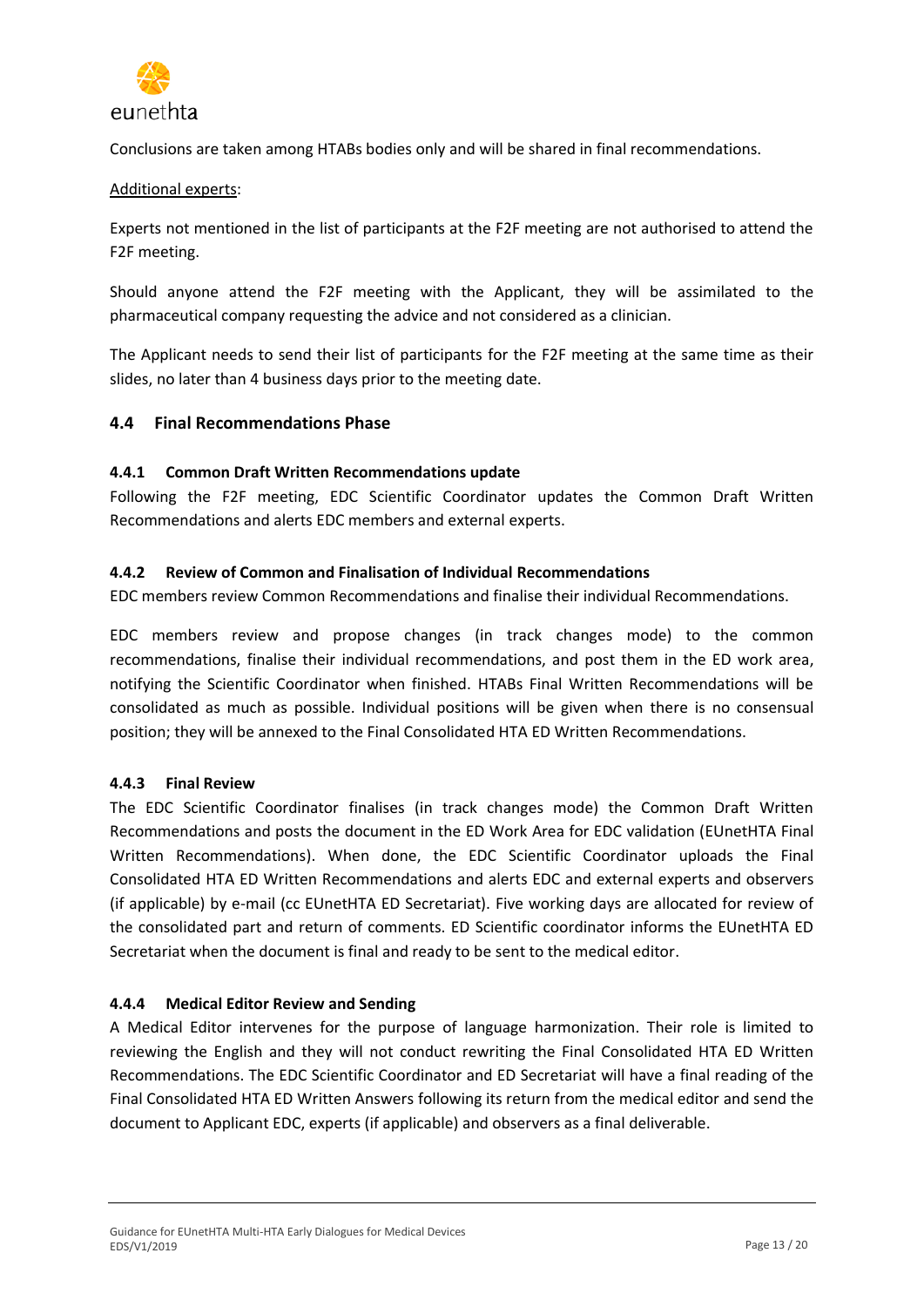Conclusions are taken among HTABs bodies only and will be shared in final recommendations.

Additional experts:

Experts not mentioned in the list of participants at the F2F meeting are not authorised to attend the F2F meeting.

Should anyone attend the F2F meeting with the Applicant, they will be assimilated to the pharmaceutical company requesting the advice and not considered as a clinician.

The Applicant needs to send their list of participants for the F2F meeting at the same time as their slides, no later than 4 business days prior to the meeting date.

## 4.4 Final Recommendations Phase

### 4.4.1 Common Draft Written Recommendations update

Following the F2F meeting, EDC Scientific Coordinator updates the Common Draft Written Recommendations and alerts EDC members and external experts.

### 4.4.2 Review of Common and Finalisation of Individual Recommendations

EDC members review Common Recommendations and finalise their individual Recommendations.

EDC members review and propose changes (in track changes mode) to the common recommendations, finalise their individual recommendations, and post them in the ED work area, notifying the Scientific Coordinator when finished. HTABs Final Written Recommendations will be consolidated as much as possible. Individual positions will be given when there is no consensual position; they will be annexed to the Final Consolidated HTA ED Written Recommendations.

### 4.4.3 Final Review

The EDC Scientific Coordinator finalises (in track changes mode) the Common Draft Written Recommendations and posts the document in the ED Work Area for EDC validation (EUnetHTA Final Written Recommendations). When done, the EDC Scientific Coordinator uploads the Final Consolidated HTA ED Written Recommendations and alerts EDC and external experts and observers (if applicable) by e-mail (cc EUnetHTA ED Secretariat). Five working days are allocated for review of the consolidated part and return of comments. ED Scientific coordinator informs the EUnetHTA ED Secretariat when the document is final and ready to be sent to the medical editor.

### 4.4.4 Medical Editor Review and Sending

A Medical Editor intervenes for the purpose of language harmonization. Their role is limited to reviewing the English and they will not conduct rewriting the Final Consolidated HTA ED Written Recommendations. The EDC Scientific Coordinator and ED Secretariat will have a final reading of the Final Consolidated HTA ED Written Answers following its return from the medical editor and send the document to Applicant EDC, experts (if applicable) and observers as a final deliverable.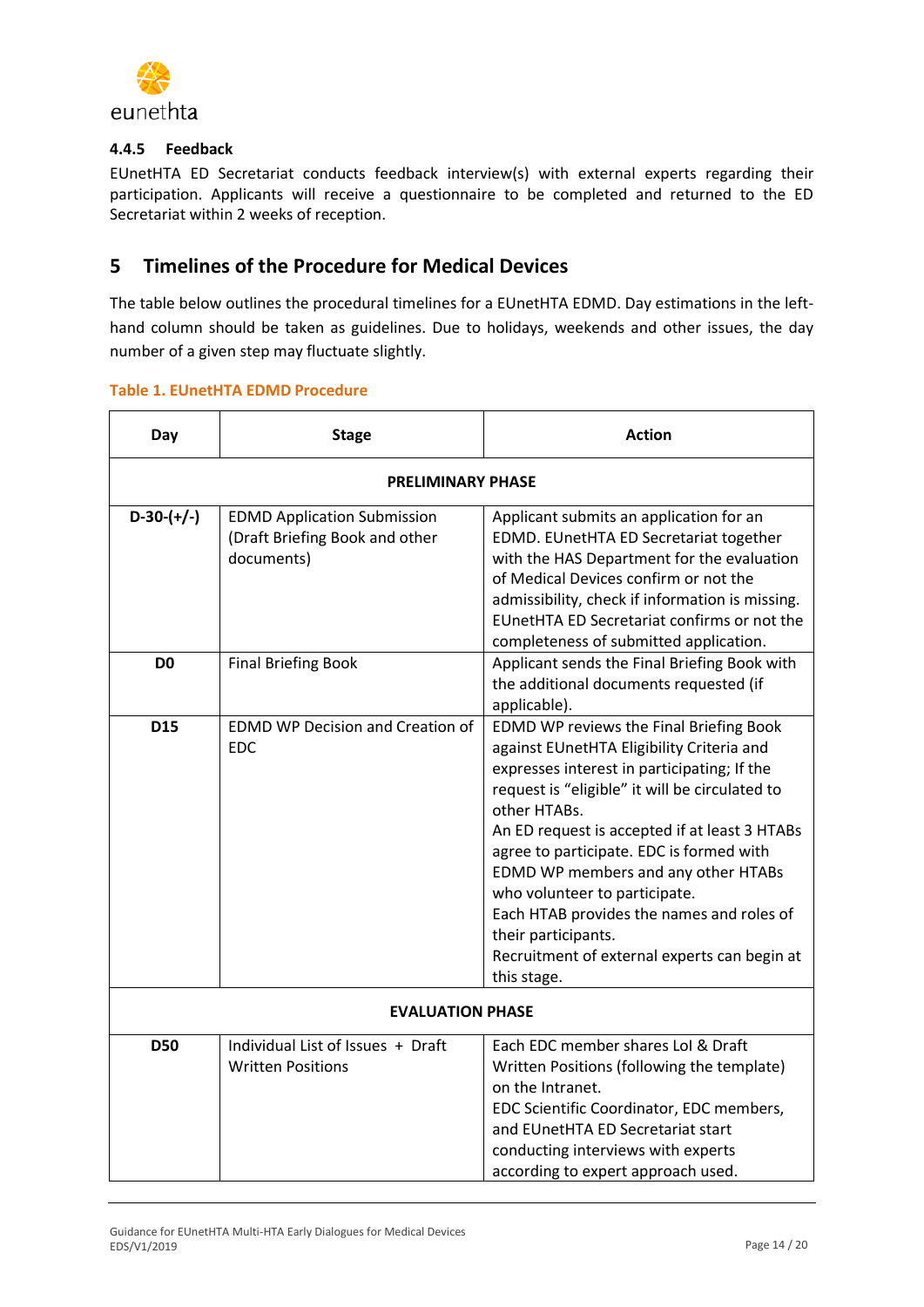### 4.4.5 Feedback

EUnetHTA ED Secretariat conducts feedback interview(s) with external experts regarding their participation. Applicants will receive a questionnaire to be completed and returned to the ED Secretariat within 2 weeks of reception.

## 5 Timelines of the Procedure for Medical Devices

The table below outlines the procedural timelines for a EUnetHTA EDMD. Day estimations in the left-hand column should be taken as guidelines. Due to holidays, weekends and other issues, the day number of a given step may fluctuate slightly.

**Table 1. EUnetHTA EDMD Procedure**

| Day | Stage | Action |
|---|---|---|
| **PRELIMINARY PHASE** | | |
| **D-30-(+/-)** | EDMD Application Submission (Draft Briefing Book and other documents) | Applicant submits an application for an EDMD. EUnetHTA ED Secretariat together with the HAS Department for the evaluation of Medical Devices confirm or not the admissibility, check if information is missing. EUnetHTA ED Secretariat confirms or not the completeness of submitted application. |
| **D0** | Final Briefing Book | Applicant sends the Final Briefing Book with the additional documents requested (if applicable). |
| **D15** | EDMD WP Decision and Creation of EDC | EDMD WP reviews the Final Briefing Book against EUnetHTA Eligibility Criteria and expresses interest in participating; If the request is "eligible" it will be circulated to other HTABs.<br>An ED request is accepted if at least 3 HTABs agree to participate. EDC is formed with EDMD WP members and any other HTABs who volunteer to participate.<br>Each HTAB provides the names and roles of their participants.<br>Recruitment of external experts can begin at this stage. |
| **EVALUATION PHASE** | | |
| **D50** | Individual List of Issues + Draft Written Positions | Each EDC member shares LoI & Draft Written Positions (following the template) on the Intranet.<br>EDC Scientific Coordinator, EDC members, and EUnetHTA ED Secretariat start conducting interviews with experts according to expert approach used. |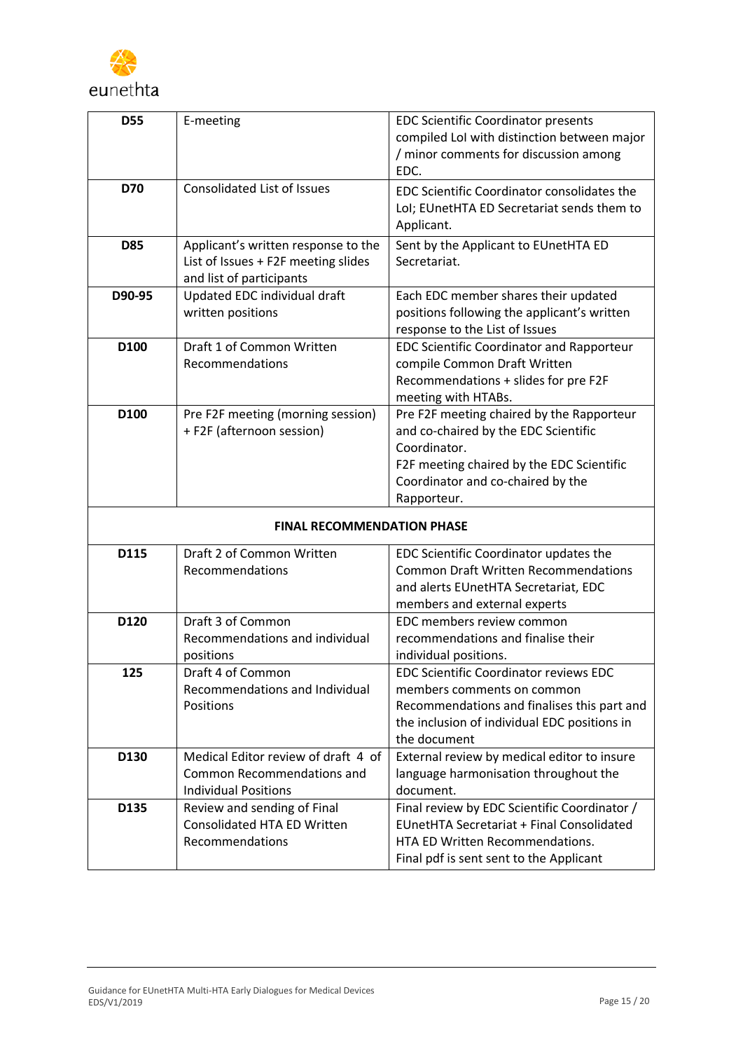| | | |
|---|---|---|
| **D55** | E-meeting | EDC Scientific Coordinator presents compiled LoI with distinction between major / minor comments for discussion among EDC. |
| **D70** | Consolidated List of Issues | EDC Scientific Coordinator consolidates the LoI; EUnetHTA ED Secretariat sends them to Applicant. |
| **D85** | Applicant's written response to the List of Issues + F2F meeting slides and list of participants | Sent by the Applicant to EUnetHTA ED Secretariat. |
| **D90-95** | Updated EDC individual draft written positions | Each EDC member shares their updated positions following the applicant's written response to the List of Issues |
| **D100** | Draft 1 of Common Written Recommendations | EDC Scientific Coordinator and Rapporteur compile Common Draft Written Recommendations + slides for pre F2F meeting with HTABs. |
| **D100** | Pre F2F meeting (morning session) + F2F (afternoon session) | Pre F2F meeting chaired by the Rapporteur and co-chaired by the EDC Scientific Coordinator.<br>F2F meeting chaired by the EDC Scientific Coordinator and co-chaired by the Rapporteur. |
| **FINAL RECOMMENDATION PHASE** | | |
| **D115** | Draft 2 of Common Written Recommendations | EDC Scientific Coordinator updates the Common Draft Written Recommendations and alerts EUnetHTA Secretariat, EDC members and external experts |
| **D120** | Draft 3 of Common Recommendations and individual positions | EDC members review common recommendations and finalise their individual positions. |
| **125** | Draft 4 of Common Recommendations and Individual Positions | EDC Scientific Coordinator reviews EDC members comments on common Recommendations and finalises this part and the inclusion of individual EDC positions in the document |
| **D130** | Medical Editor review of draft 4 of Common Recommendations and Individual Positions | External review by medical editor to insure language harmonisation throughout the document. |
| **D135** | Review and sending of Final Consolidated HTA ED Written Recommendations | Final review by EDC Scientific Coordinator / EUnetHTA Secretariat + Final Consolidated HTA ED Written Recommendations.<br>Final pdf is sent sent to the Applicant |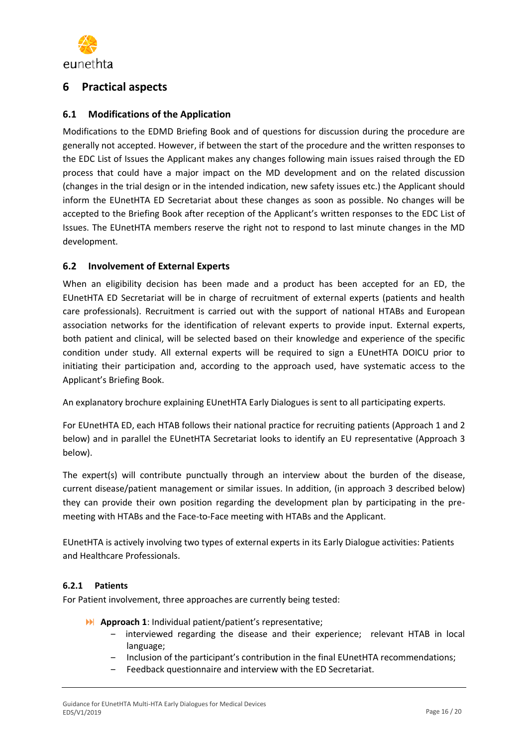## 6 Practical aspects

### 6.1 Modifications of the Application

Modifications to the EDMD Briefing Book and of questions for discussion during the procedure are generally not accepted. However, if between the start of the procedure and the written responses to the EDC List of Issues the Applicant makes any changes following main issues raised through the ED process that could have a major impact on the MD development and on the related discussion (changes in the trial design or in the intended indication, new safety issues etc.) the Applicant should inform the EUnetHTA ED Secretariat about these changes as soon as possible. No changes will be accepted to the Briefing Book after reception of the Applicant's written responses to the EDC List of Issues. The EUnetHTA members reserve the right not to respond to last minute changes in the MD development.

### 6.2 Involvement of External Experts

When an eligibility decision has been made and a product has been accepted for an ED, the EUnetHTA ED Secretariat will be in charge of recruitment of external experts (patients and health care professionals). Recruitment is carried out with the support of national HTABs and European association networks for the identification of relevant experts to provide input. External experts, both patient and clinical, will be selected based on their knowledge and experience of the specific condition under study. All external experts will be required to sign a EUnetHTA DOICU prior to initiating their participation and, according to the approach used, have systematic access to the Applicant's Briefing Book.

An explanatory brochure explaining EUnetHTA Early Dialogues is sent to all participating experts.

For EUnetHTA ED, each HTAB follows their national practice for recruiting patients (Approach 1 and 2 below) and in parallel the EUnetHTA Secretariat looks to identify an EU representative (Approach 3 below).

The expert(s) will contribute punctually through an interview about the burden of the disease, current disease/patient management or similar issues. In addition, (in approach 3 described below) they can provide their own position regarding the development plan by participating in the pre-meeting with HTABs and the Face-to-Face meeting with HTABs and the Applicant.

EUnetHTA is actively involving two types of external experts in its Early Dialogue activities: Patients and Healthcare Professionals.

#### 6.2.1 Patients

For Patient involvement, three approaches are currently being tested:

- **Approach 1**: Individual patient/patient's representative;
  - interviewed regarding the disease and their experience; relevant HTAB in local language;
  - Inclusion of the participant's contribution in the final EUnetHTA recommendations;
  - Feedback questionnaire and interview with the ED Secretariat.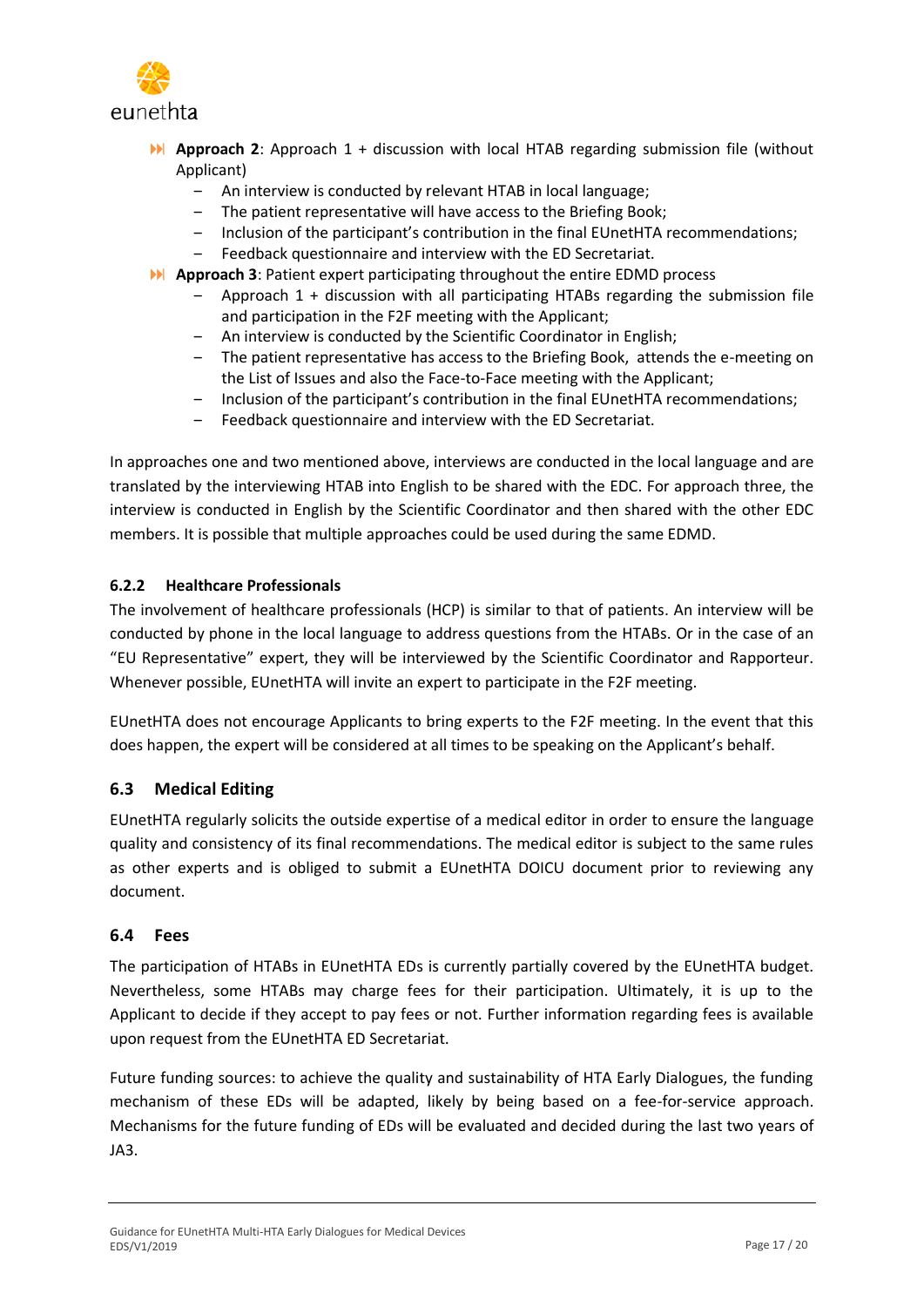- **Approach 2**: Approach 1 + discussion with local HTAB regarding submission file (without Applicant)
  - An interview is conducted by relevant HTAB in local language;
  - The patient representative will have access to the Briefing Book;
  - Inclusion of the participant's contribution in the final EUnetHTA recommendations;
  - Feedback questionnaire and interview with the ED Secretariat.
- **Approach 3**: Patient expert participating throughout the entire EDMD process
  - Approach 1 + discussion with all participating HTABs regarding the submission file and participation in the F2F meeting with the Applicant;
  - An interview is conducted by the Scientific Coordinator in English;
  - The patient representative has access to the Briefing Book, attends the e-meeting on the List of Issues and also the Face-to-Face meeting with the Applicant;
  - Inclusion of the participant's contribution in the final EUnetHTA recommendations;
  - Feedback questionnaire and interview with the ED Secretariat.

In approaches one and two mentioned above, interviews are conducted in the local language and are translated by the interviewing HTAB into English to be shared with the EDC. For approach three, the interview is conducted in English by the Scientific Coordinator and then shared with the other EDC members. It is possible that multiple approaches could be used during the same EDMD.

### 6.2.2 Healthcare Professionals

The involvement of healthcare professionals (HCP) is similar to that of patients. An interview will be conducted by phone in the local language to address questions from the HTABs. Or in the case of an "EU Representative" expert, they will be interviewed by the Scientific Coordinator and Rapporteur. Whenever possible, EUnetHTA will invite an expert to participate in the F2F meeting.

EUnetHTA does not encourage Applicants to bring experts to the F2F meeting. In the event that this does happen, the expert will be considered at all times to be speaking on the Applicant's behalf.

## 6.3 Medical Editing

EUnetHTA regularly solicits the outside expertise of a medical editor in order to ensure the language quality and consistency of its final recommendations. The medical editor is subject to the same rules as other experts and is obliged to submit a EUnetHTA DOICU document prior to reviewing any document.

## 6.4 Fees

The participation of HTABs in EUnetHTA EDs is currently partially covered by the EUnetHTA budget. Nevertheless, some HTABs may charge fees for their participation. Ultimately, it is up to the Applicant to decide if they accept to pay fees or not. Further information regarding fees is available upon request from the EUnetHTA ED Secretariat.

Future funding sources: to achieve the quality and sustainability of HTA Early Dialogues, the funding mechanism of these EDs will be adapted, likely by being based on a fee-for-service approach. Mechanisms for the future funding of EDs will be evaluated and decided during the last two years of JA3.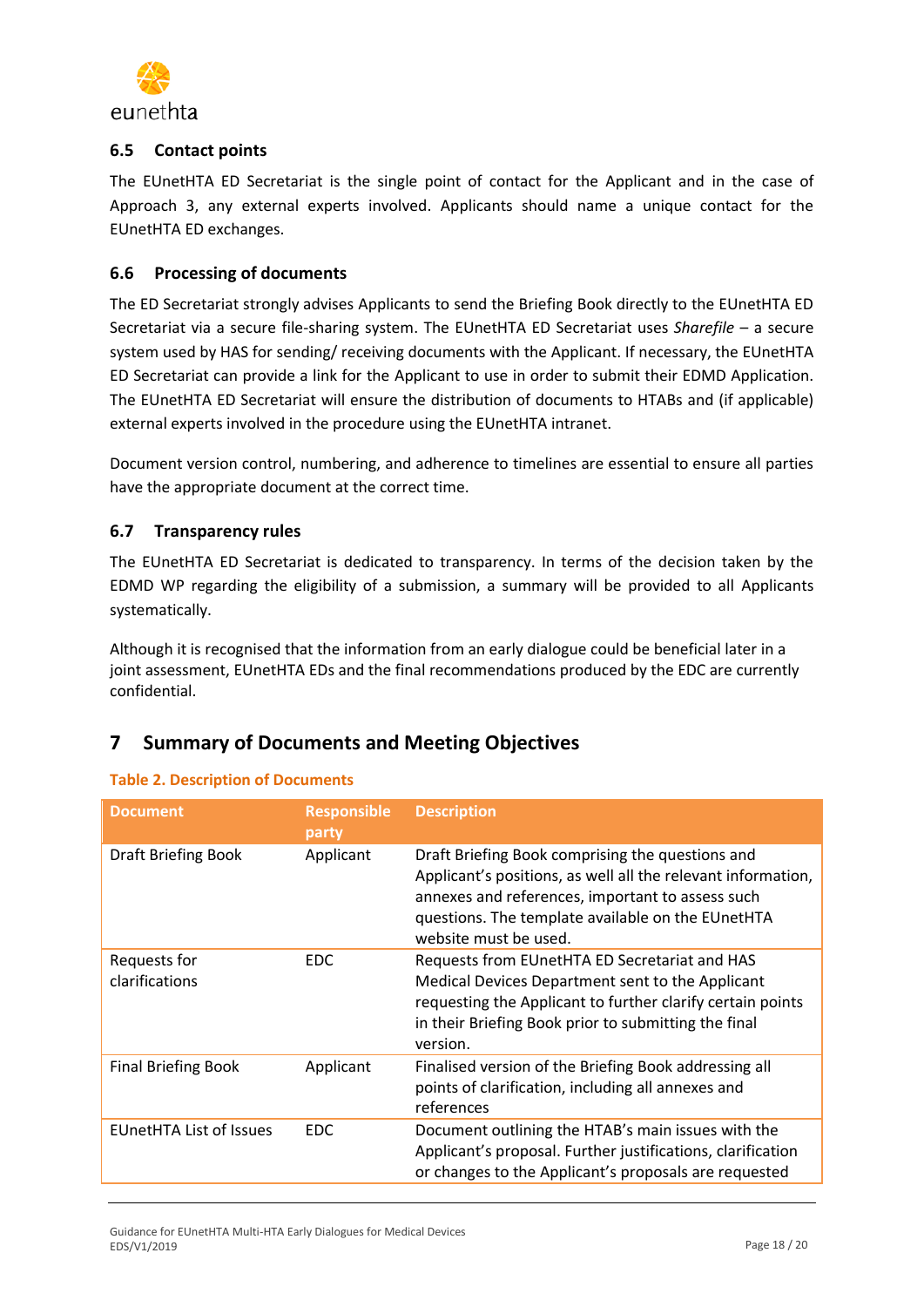### 6.5 Contact points

The EUnetHTA ED Secretariat is the single point of contact for the Applicant and in the case of Approach 3, any external experts involved. Applicants should name a unique contact for the EUnetHTA ED exchanges.

### 6.6 Processing of documents

The ED Secretariat strongly advises Applicants to send the Briefing Book directly to the EUnetHTA ED Secretariat via a secure file-sharing system. The EUnetHTA ED Secretariat uses *Sharefile* – a secure system used by HAS for sending/ receiving documents with the Applicant. If necessary, the EUnetHTA ED Secretariat can provide a link for the Applicant to use in order to submit their EDMD Application. The EUnetHTA ED Secretariat will ensure the distribution of documents to HTABs and (if applicable) external experts involved in the procedure using the EUnetHTA intranet.

Document version control, numbering, and adherence to timelines are essential to ensure all parties have the appropriate document at the correct time.

### 6.7 Transparency rules

The EUnetHTA ED Secretariat is dedicated to transparency. In terms of the decision taken by the EDMD WP regarding the eligibility of a submission, a summary will be provided to all Applicants systematically.

Although it is recognised that the information from an early dialogue could be beneficial later in a joint assessment, EUnetHTA EDs and the final recommendations produced by the EDC are currently confidential.

## 7 Summary of Documents and Meeting Objectives

**Table 2. Description of Documents**

| Document | Responsible party | Description |
|---|---|---|
| Draft Briefing Book | Applicant | Draft Briefing Book comprising the questions and Applicant's positions, as well all the relevant information, annexes and references, important to assess such questions. The template available on the EUnetHTA website must be used. |
| Requests for clarifications | EDC | Requests from EUnetHTA ED Secretariat and HAS Medical Devices Department sent to the Applicant requesting the Applicant to further clarify certain points in their Briefing Book prior to submitting the final version. |
| Final Briefing Book | Applicant | Finalised version of the Briefing Book addressing all points of clarification, including all annexes and references |
| EUnetHTA List of Issues | EDC | Document outlining the HTAB's main issues with the Applicant's proposal. Further justifications, clarification or changes to the Applicant's proposals are requested |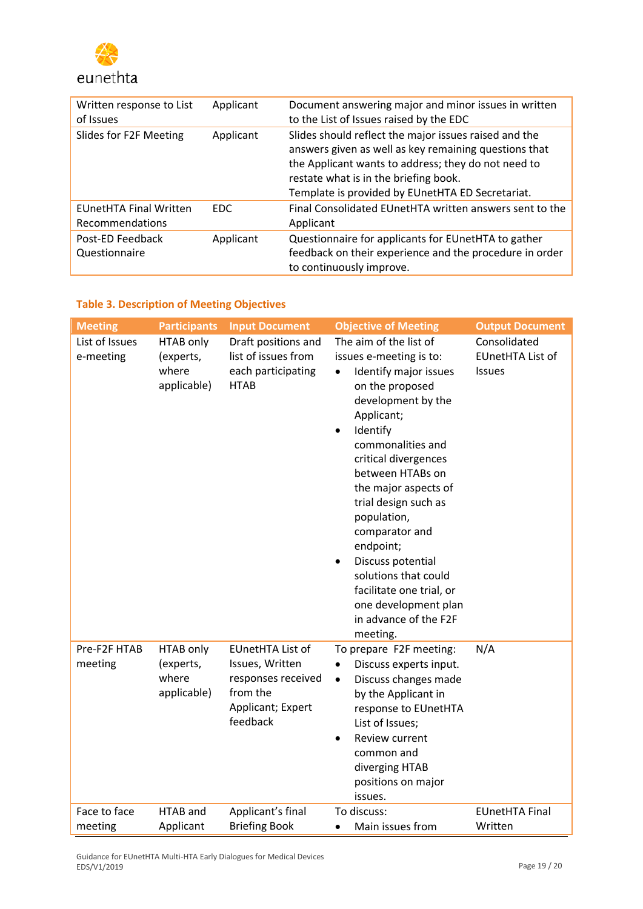| | | |
|---|---|---|
| Written response to List of Issues | Applicant | Document answering major and minor issues in written to the List of Issues raised by the EDC |
| Slides for F2F Meeting | Applicant | Slides should reflect the major issues raised and the answers given as well as key remaining questions that the Applicant wants to address; they do not need to restate what is in the briefing book.<br>Template is provided by EUnetHTA ED Secretariat. |
| EUnetHTA Final Written Recommendations | EDC | Final Consolidated EUnetHTA written answers sent to the Applicant |
| Post-ED Feedback Questionnaire | Applicant | Questionnaire for applicants for EUnetHTA to gather feedback on their experience and the procedure in order to continuously improve. |

**Table 3. Description of Meeting Objectives**

| Meeting | Participants | Input Document | Objective of Meeting | Output Document |
|---|---|---|---|---|
| List of Issues e-meeting | HTAB only (experts, where applicable) | Draft positions and list of issues from each participating HTAB | The aim of the list of issues e-meeting is to:<br>• Identify major issues on the proposed development by the Applicant;<br>• Identify commonalities and critical divergences between HTABs on the major aspects of trial design such as population, comparator and endpoint;<br>• Discuss potential solutions that could facilitate one trial, or one development plan in advance of the F2F meeting. | Consolidated EUnetHTA List of Issues |
| Pre-F2F HTAB meeting | HTAB only (experts, where applicable) | EUnetHTA List of Issues, Written responses received from the Applicant; Expert feedback | To prepare F2F meeting:<br>• Discuss experts input.<br>• Discuss changes made by the Applicant in response to EUnetHTA List of Issues;<br>• Review current common and diverging HTAB positions on major issues. | N/A |
| Face to face meeting | HTAB and Applicant | Applicant's final Briefing Book | To discuss:<br>• Main issues from | EUnetHTA Final Written |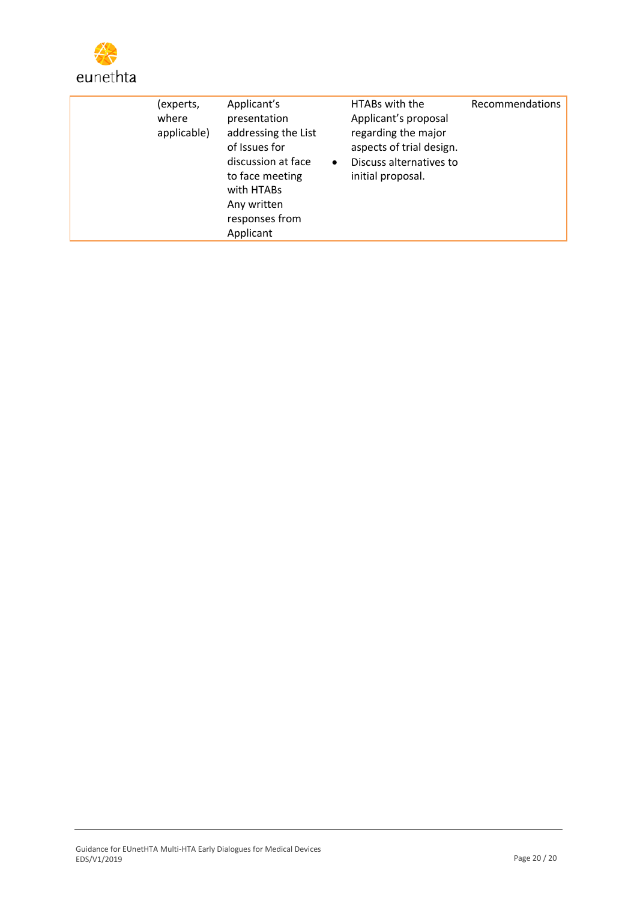| | | | | |
|---|---|---|---|---|
| | (experts, where applicable) | Applicant's presentation addressing the List of Issues for discussion at face to face meeting with HTABs<br>Any written responses from Applicant | HTABs with the Applicant's proposal regarding the major aspects of trial design.<br>• Discuss alternatives to initial proposal. | Recommendations |